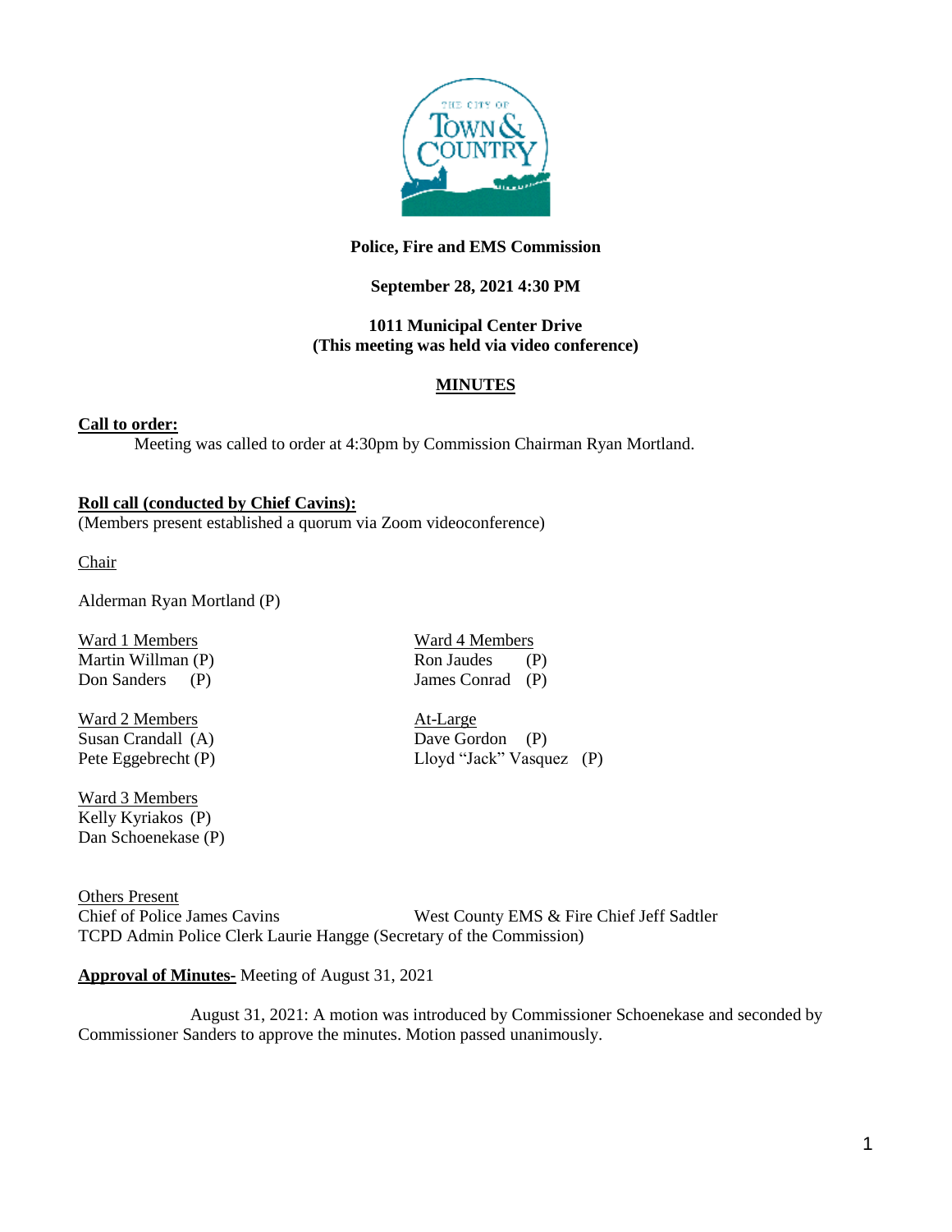**Police, Fire and EMS Commission**

**September 28, 2021 4:30 PM**

**1011 Municipal Center Drive**
**(This meeting was held via video conference)**

**MINUTES**

**Call to order:**

Meeting was called to order at 4:30pm by Commission Chairman Ryan Mortland.

**Roll call (conducted by Chief Cavins):**

(Members present established a quorum via Zoom videoconference)

Chair

Alderman Ryan Mortland (P)

Ward 1 Members
Martin Willman (P)
Don Sanders (P)

Ward 2 Members
Susan Crandall (A)
Pete Eggebrecht (P)

Ward 3 Members
Kelly Kyriakos (P)
Dan Schoenekase (P)

Ward 4 Members
Ron Jaudes (P)
James Conrad (P)

At-Large
Dave Gordon (P)
Lloyd "Jack" Vasquez (P)

Others Present
Chief of Police James Cavins
West County EMS & Fire Chief Jeff Sadtler
TCPD Admin Police Clerk Laurie Hangge (Secretary of the Commission)

**Approval of Minutes-** Meeting of August 31, 2021

August 31, 2021: A motion was introduced by Commissioner Schoenekase and seconded by Commissioner Sanders to approve the minutes. Motion passed unanimously.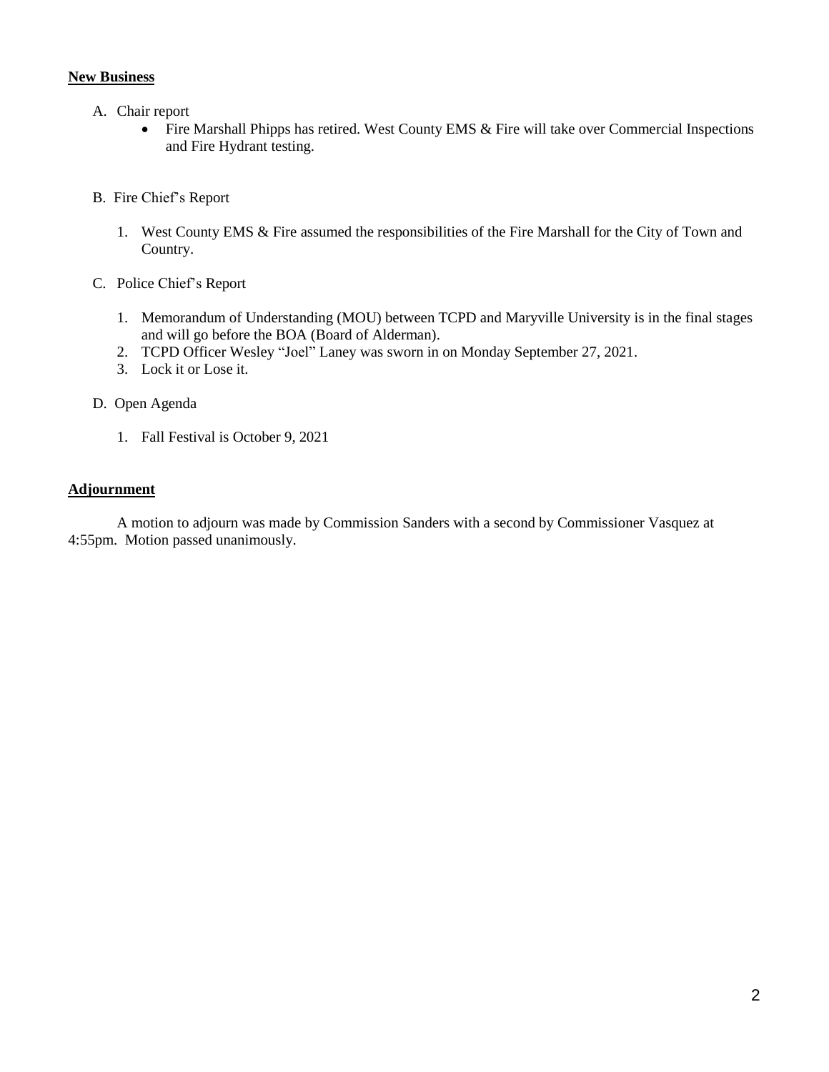**New Business**

A. Chair report
    - Fire Marshall Phipps has retired. West County EMS & Fire will take over Commercial Inspections and Fire Hydrant testing.

B. Fire Chief's Report

    1. West County EMS & Fire assumed the responsibilities of the Fire Marshall for the City of Town and Country.

C. Police Chief's Report

    1. Memorandum of Understanding (MOU) between TCPD and Maryville University is in the final stages and will go before the BOA (Board of Alderman).
    2. TCPD Officer Wesley "Joel" Laney was sworn in on Monday September 27, 2021.
    3. Lock it or Lose it.

D. Open Agenda

    1. Fall Festival is October 9, 2021

**Adjournment**

A motion to adjourn was made by Commission Sanders with a second by Commissioner Vasquez at 4:55pm. Motion passed unanimously.